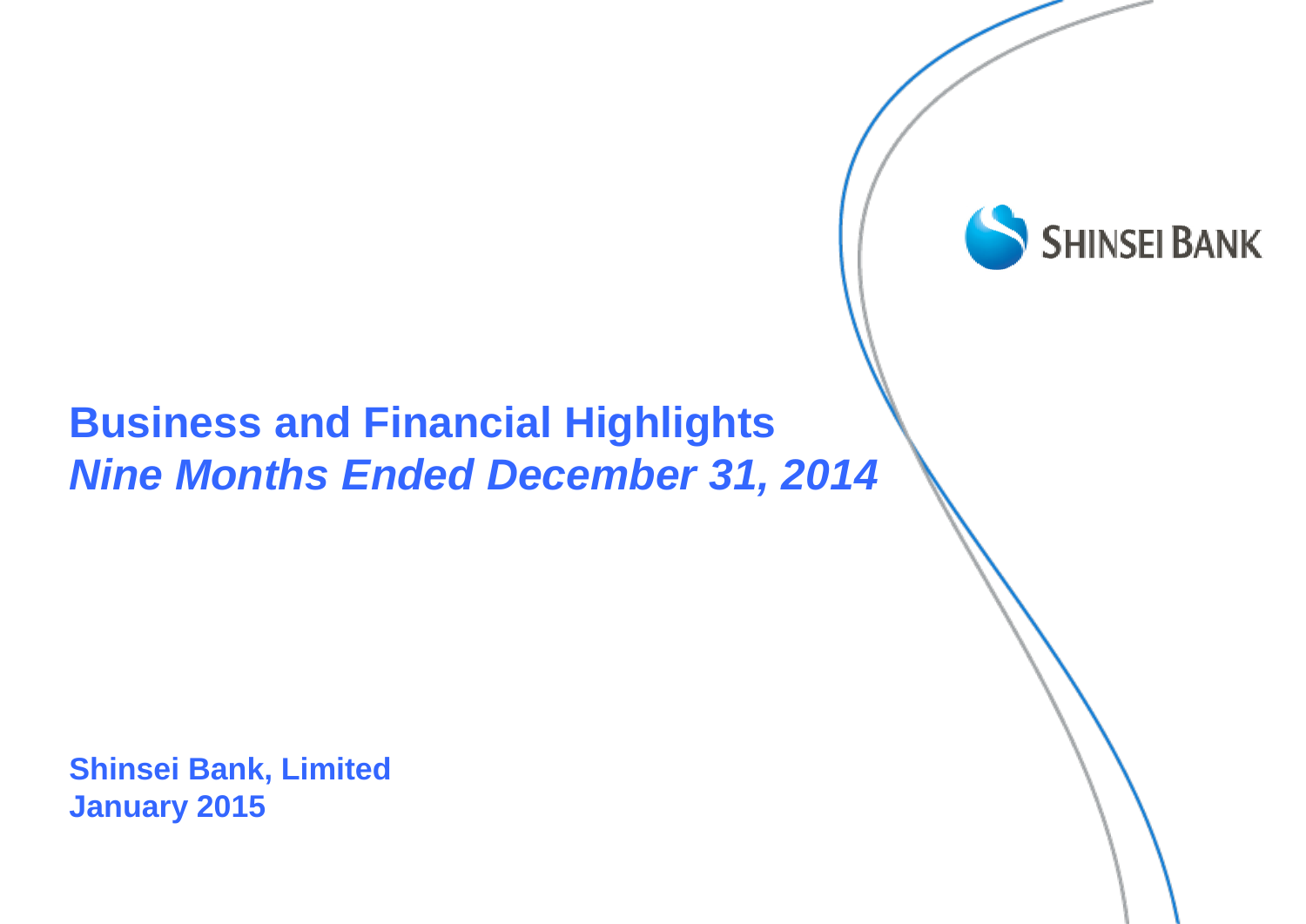SHINSEI BANK

# Business and Financial Highlights

## *Nine Months Ended December 31, 2014*

**Shinsei Bank, Limited**
**January 2015**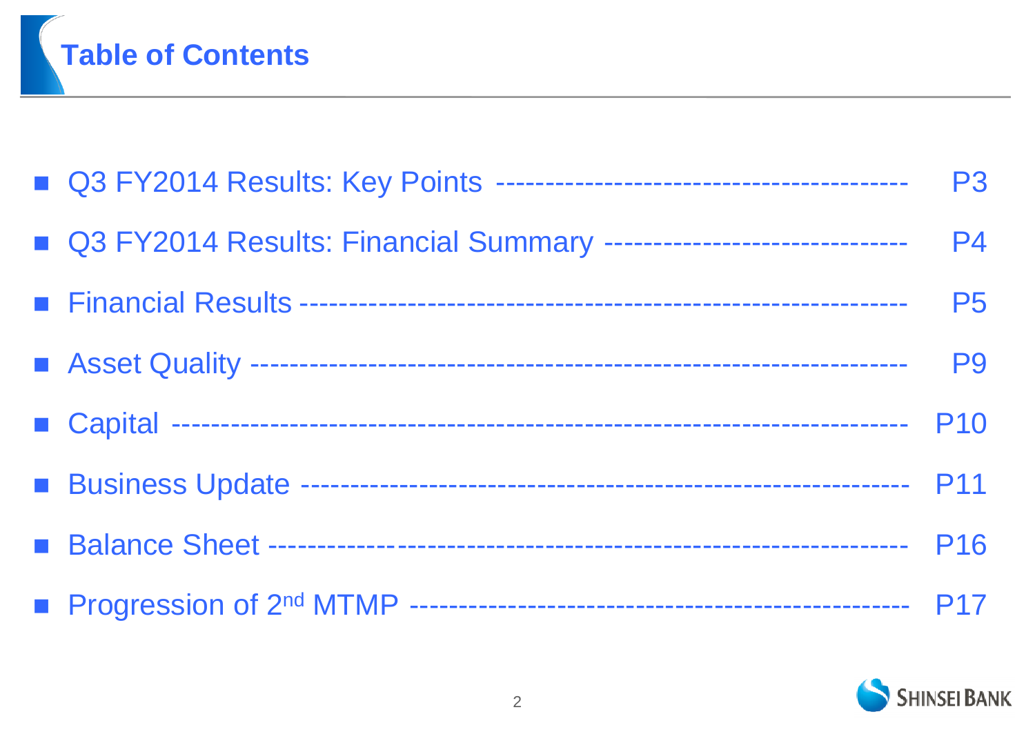# Table of Contents

- Q3 FY2014 Results: Key Points ---------------------------------------- P3
- Q3 FY2014 Results: Financial Summary ------------------------------ P4
- Financial Results ---------------------------------------------------------- P5
- Asset Quality ---------------------------------------------------------------- P9
- Capital ---------------------------------------------------------------------- P10
- Business Update --------------------------------------------------------- P11
- Balance Sheet ------------------------------------------------------------ P16
- Progression of 2nd MTMP ------------------------------------------------ P17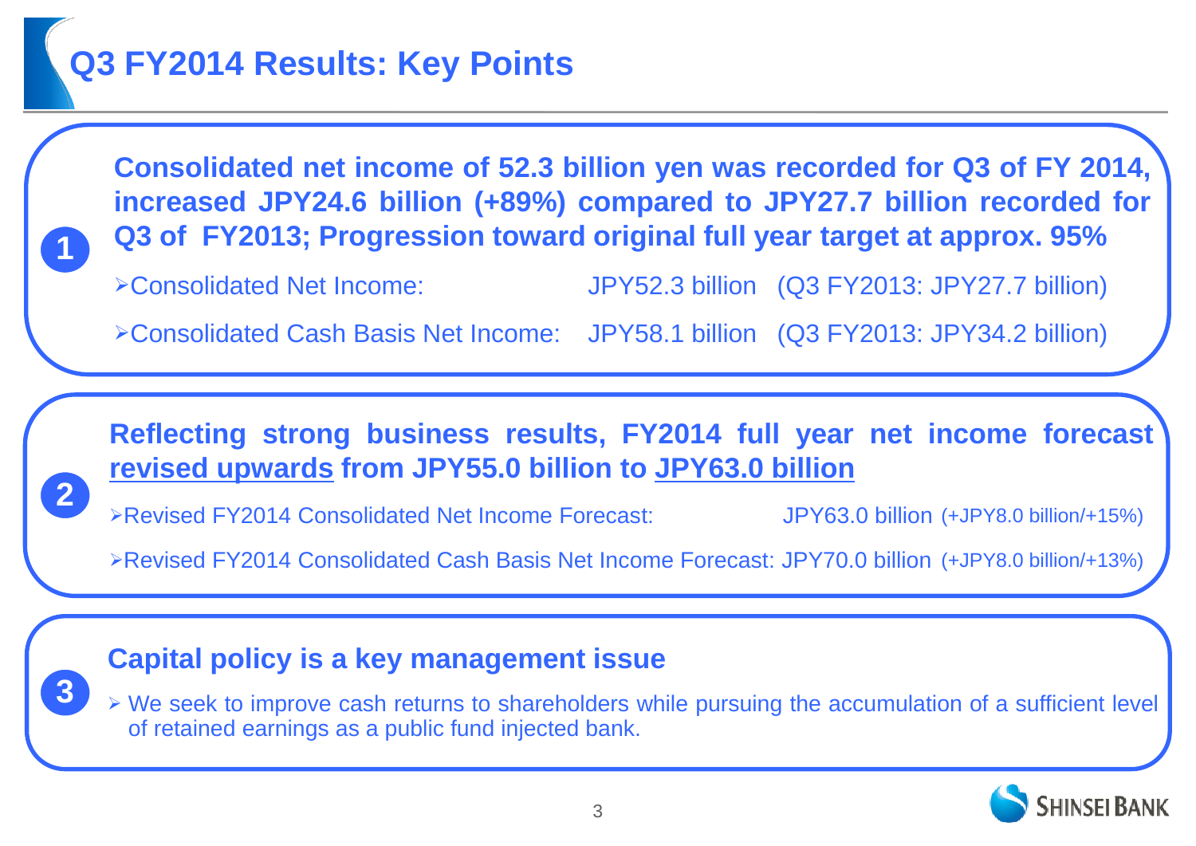# Q3 FY2014 Results: Key Points

**1**

**Consolidated net income of 52.3 billion yen was recorded for Q3 of FY 2014, increased JPY24.6 billion (+89%) compared to JPY27.7 billion recorded for Q3 of FY2013; Progression toward original full year target at approx. 95%**

- Consolidated Net Income: JPY52.3 billion (Q3 FY2013: JPY27.7 billion)
- Consolidated Cash Basis Net Income: JPY58.1 billion (Q3 FY2013: JPY34.2 billion)

**2**

**Reflecting strong business results, FY2014 full year net income forecast <u>revised upwards</u> from JPY55.0 billion to <u>JPY63.0 billion</u>**

- Revised FY2014 Consolidated Net Income Forecast: JPY63.0 billion (+JPY8.0 billion/+15%)
- Revised FY2014 Consolidated Cash Basis Net Income Forecast: JPY70.0 billion (+JPY8.0 billion/+13%)

**3**

**Capital policy is a key management issue**

- We seek to improve cash returns to shareholders while pursuing the accumulation of a sufficient level of retained earnings as a public fund injected bank.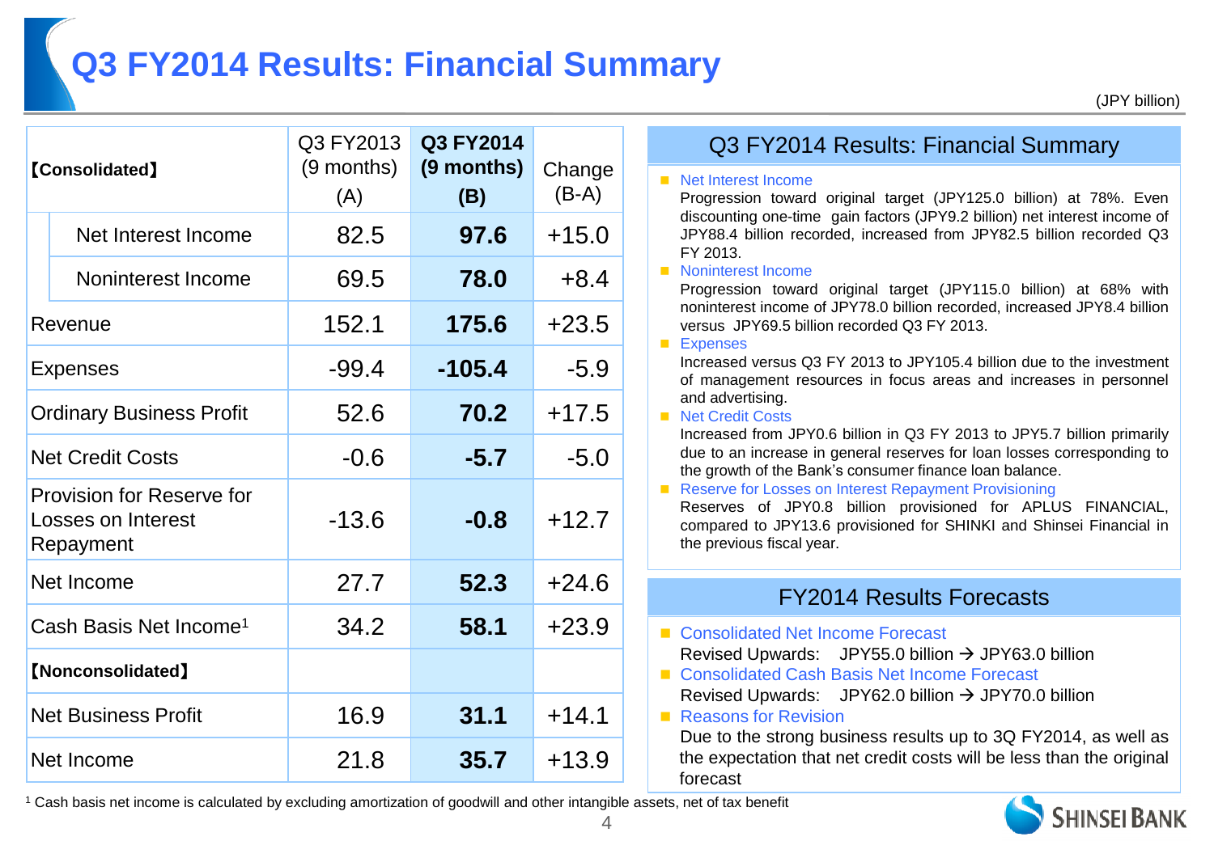# Q3 FY2014 Results: Financial Summary

(JPY billion)

| 【Consolidated】 | Q3 FY2013 (9 months) (A) | **Q3 FY2014 (9 months) (B)** | Change (B-A) |
|---|---|---|---|
| Net Interest Income | 82.5 | **97.6** | +15.0 |
| Noninterest Income | 69.5 | **78.0** | +8.4 |
| Revenue | 152.1 | **175.6** | +23.5 |
| Expenses | -99.4 | **-105.4** | -5.9 |
| Ordinary Business Profit | 52.6 | **70.2** | +17.5 |
| Net Credit Costs | -0.6 | **-5.7** | -5.0 |
| Provision for Reserve for Losses on Interest Repayment | -13.6 | **-0.8** | +12.7 |
| Net Income | 27.7 | **52.3** | +24.6 |
| Cash Basis Net Income[1] | 34.2 | **58.1** | +23.9 |
| **【Nonconsolidated】** | | | |
| Net Business Profit | 16.9 | **31.1** | +14.1 |
| Net Income | 21.8 | **35.7** | +13.9 |

[1] Cash basis net income is calculated by excluding amortization of goodwill and other intangible assets, net of tax benefit

## Q3 FY2014 Results: Financial Summary

- **Net Interest Income**
  Progression toward original target (JPY125.0 billion) at 78%. Even discounting one-time gain factors (JPY9.2 billion) net interest income of JPY88.4 billion recorded, increased from JPY82.5 billion recorded Q3 FY 2013.
- **Noninterest Income**
  Progression toward original target (JPY115.0 billion) at 68% with noninterest income of JPY78.0 billion recorded, increased JPY8.4 billion versus JPY69.5 billion recorded Q3 FY 2013.
- **Expenses**
  Increased versus Q3 FY 2013 to JPY105.4 billion due to the investment of management resources in focus areas and increases in personnel and advertising.
- **Net Credit Costs**
  Increased from JPY0.6 billion in Q3 FY 2013 to JPY5.7 billion primarily due to an increase in general reserves for loan losses corresponding to the growth of the Bank's consumer finance loan balance.
- **Reserve for Losses on Interest Repayment Provisioning**
  Reserves of JPY0.8 billion provisioned for APLUS FINANCIAL, compared to JPY13.6 provisioned for SHINKI and Shinsei Financial in the previous fiscal year.

## FY2014 Results Forecasts

- **Consolidated Net Income Forecast**
  Revised Upwards: JPY55.0 billion → JPY63.0 billion
- **Consolidated Cash Basis Net Income Forecast**
  Revised Upwards: JPY62.0 billion → JPY70.0 billion
- **Reasons for Revision**
  Due to the strong business results up to 3Q FY2014, as well as the expectation that net credit costs will be less than the original forecast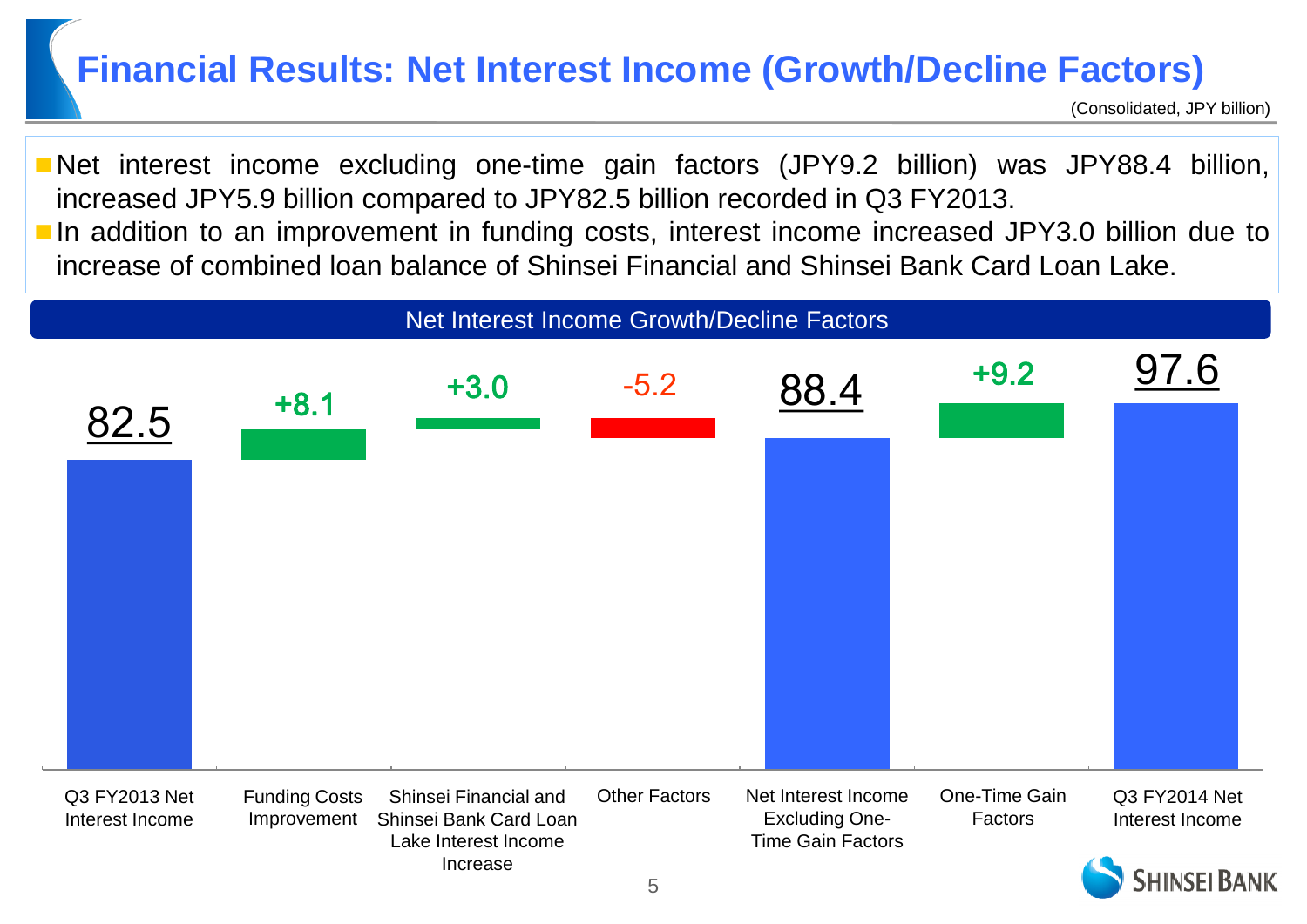# Financial Results: Net Interest Income (Growth/Decline Factors)

(Consolidated, JPY billion)

- Net interest income excluding one-time gain factors (JPY9.2 billion) was JPY88.4 billion, increased JPY5.9 billion compared to JPY82.5 billion recorded in Q3 FY2013.
- In addition to an improvement in funding costs, interest income increased JPY3.0 billion due to increase of combined loan balance of Shinsei Financial and Shinsei Bank Card Loan Lake.

## Net Interest Income Growth/Decline Factors

| Item | Value |
| --- | --- |
| Q3 FY2013 Net Interest Income | 82.5 |
| Funding Costs Improvement | +8.1 |
| Shinsei Financial and Shinsei Bank Card Loan Lake Interest Income Increase | +3.0 |
| Other Factors | -5.2 |
| Net Interest Income Excluding One-Time Gain Factors | 88.4 |
| One-Time Gain Factors | +9.2 |
| Q3 FY2014 Net Interest Income | 97.6 |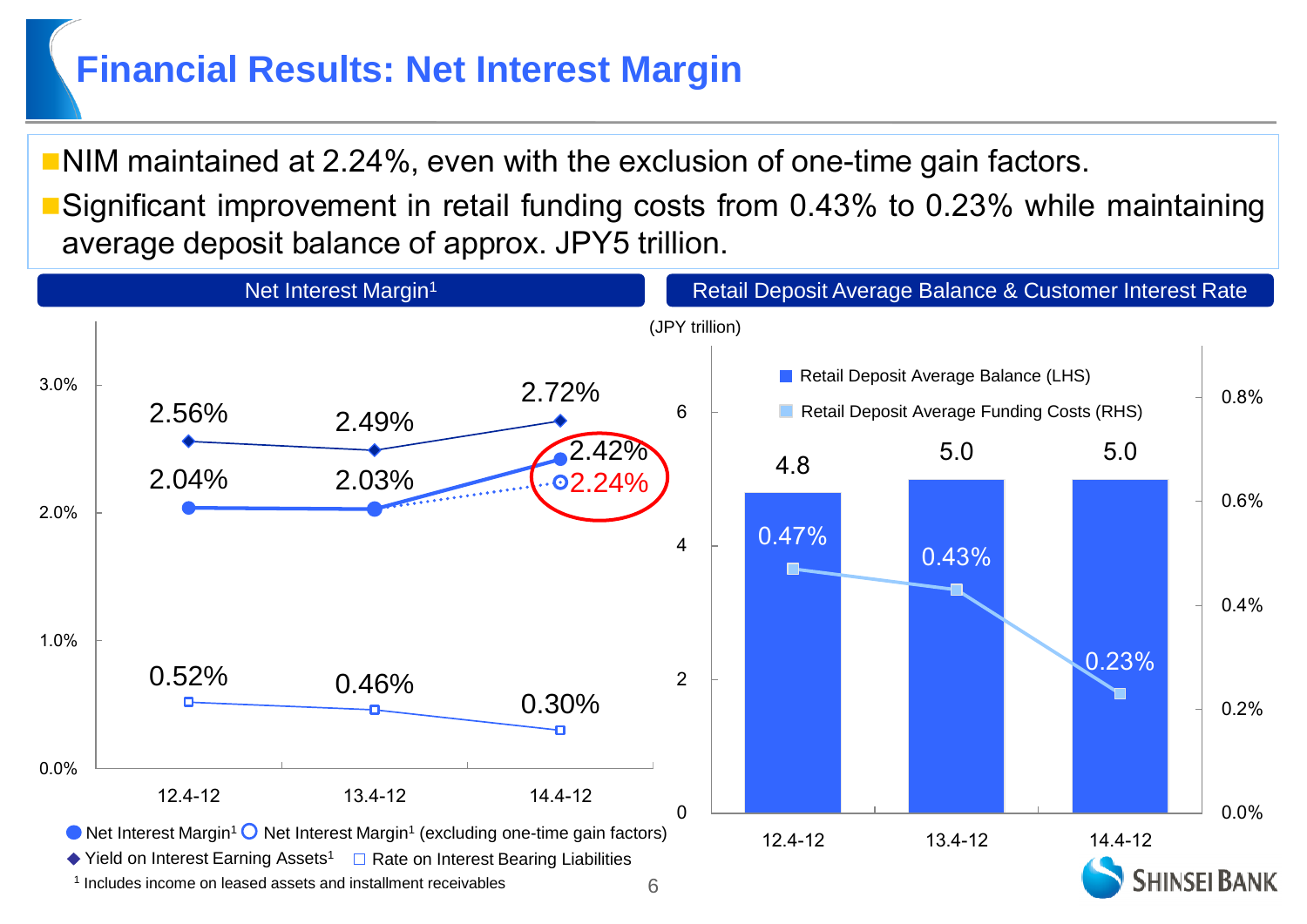# Financial Results: Net Interest Margin

- NIM maintained at 2.24%, even with the exclusion of one-time gain factors.
- Significant improvement in retail funding costs from 0.43% to 0.23% while maintaining average deposit balance of approx. JPY5 trillion.

## Net Interest Margin[1]

| | 12.4-12 | 13.4-12 | 14.4-12 |
|---|---|---|---|
| Yield on Interest Earning Assets[1] | 2.56% | 2.49% | 2.72% |
| Net Interest Margin[1] | 2.04% | 2.03% | 2.42% |
| Net Interest Margin[1] (excluding one-time gain factors) | | | 2.24% |
| Rate on Interest Bearing Liabilities | 0.52% | 0.46% | 0.30% |

[1] Includes income on leased assets and installment receivables

## Retail Deposit Average Balance & Customer Interest Rate

| | 12.4-12 | 13.4-12 | 14.4-12 |
|---|---|---|---|
| Retail Deposit Average Balance (LHS) (JPY trillion) | 4.8 | 5.0 | 5.0 |
| Retail Deposit Average Funding Costs (RHS) | 0.47% | 0.43% | 0.23% |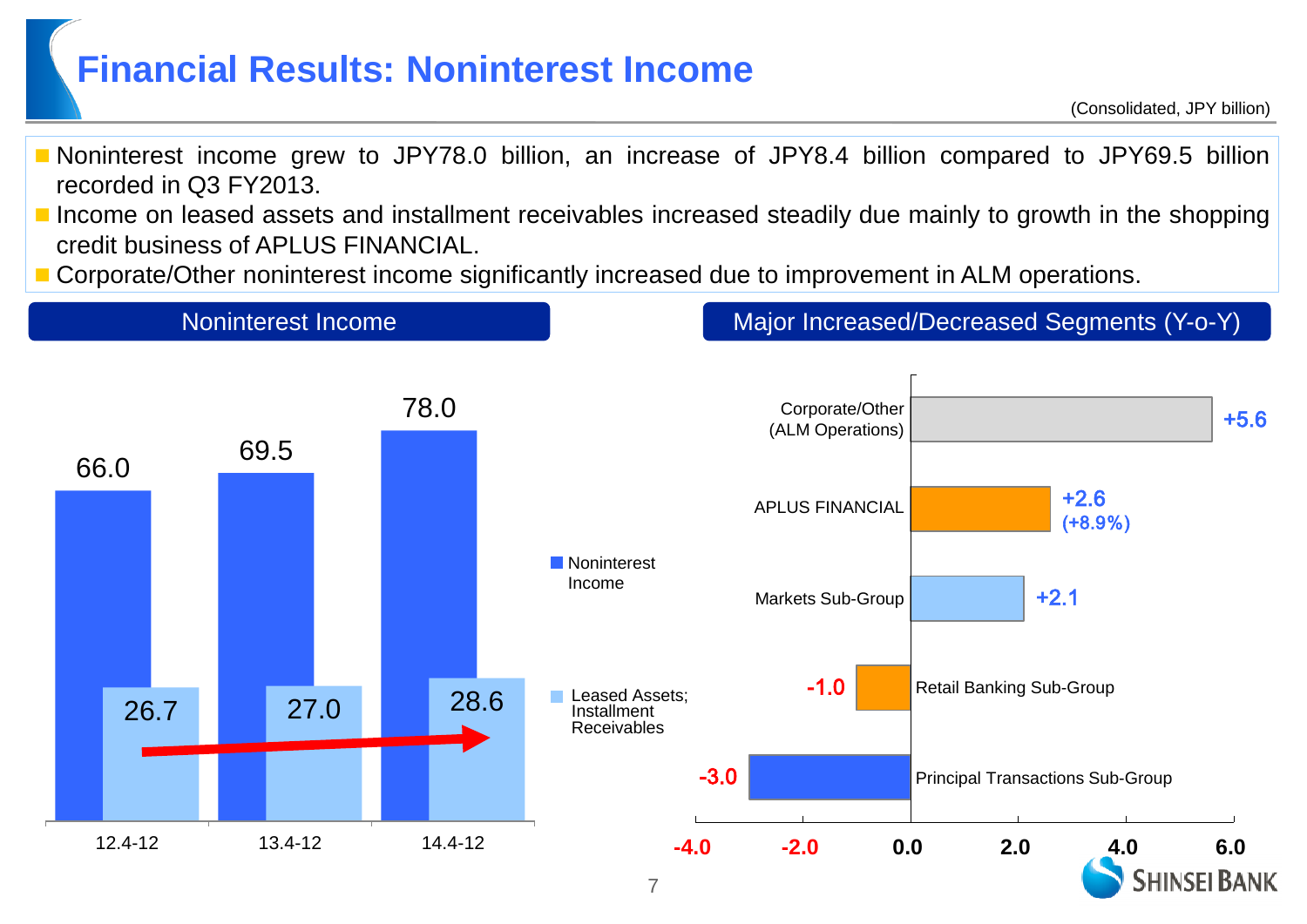# Financial Results: Noninterest Income

(Consolidated, JPY billion)

- Noninterest income grew to JPY78.0 billion, an increase of JPY8.4 billion compared to JPY69.5 billion recorded in Q3 FY2013.
- Income on leased assets and installment receivables increased steadily due mainly to growth in the shopping credit business of APLUS FINANCIAL.
- Corporate/Other noninterest income significantly increased due to improvement in ALM operations.

## Noninterest Income

| | 12.4-12 | 13.4-12 | 14.4-12 |
|---|---|---|---|
| Noninterest Income | 66.0 | 69.5 | 78.0 |
| Leased Assets; Installment Receivables | 26.7 | 27.0 | 28.6 |

## Major Increased/Decreased Segments (Y-o-Y)

| Segment | Change |
|---|---|
| Corporate/Other (ALM Operations) | +5.6 |
| APLUS FINANCIAL | +2.6 (+8.9%) |
| Markets Sub-Group | +2.1 |
| Retail Banking Sub-Group | -1.0 |
| Principal Transactions Sub-Group | -3.0 |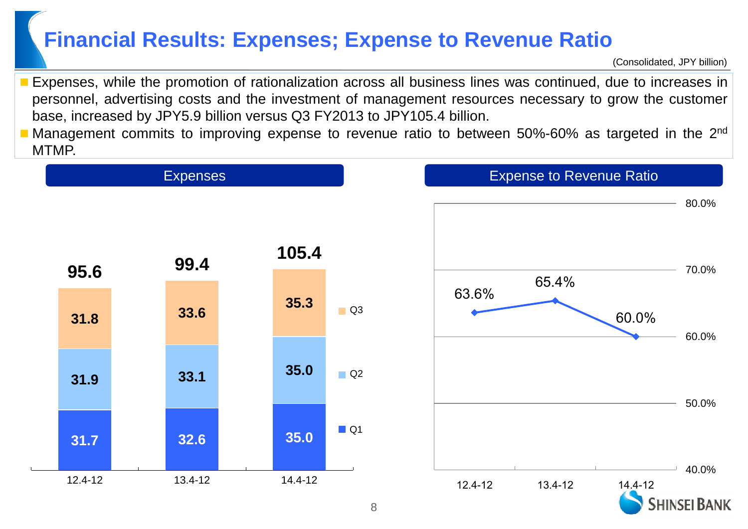# Financial Results: Expenses; Expense to Revenue Ratio

(Consolidated, JPY billion)

- Expenses, while the promotion of rationalization across all business lines was continued, due to increases in personnel, advertising costs and the investment of management resources necessary to grow the customer base, increased by JPY5.9 billion versus Q3 FY2013 to JPY105.4 billion.
- Management commits to improving expense to revenue ratio to between 50%-60% as targeted in the 2nd MTMP.

## Expenses

| | 12.4-12 | 13.4-12 | 14.4-12 |
|---|---|---|---|
| Q1 | 31.7 | 32.6 | 35.0 |
| Q2 | 31.9 | 33.1 | 35.0 |
| Q3 | 31.8 | 33.6 | 35.3 |
| Total | 95.6 | 99.4 | 105.4 |

## Expense to Revenue Ratio

| 12.4-12 | 13.4-12 | 14.4-12 |
|---|---|---|
| 63.6% | 65.4% | 60.0% |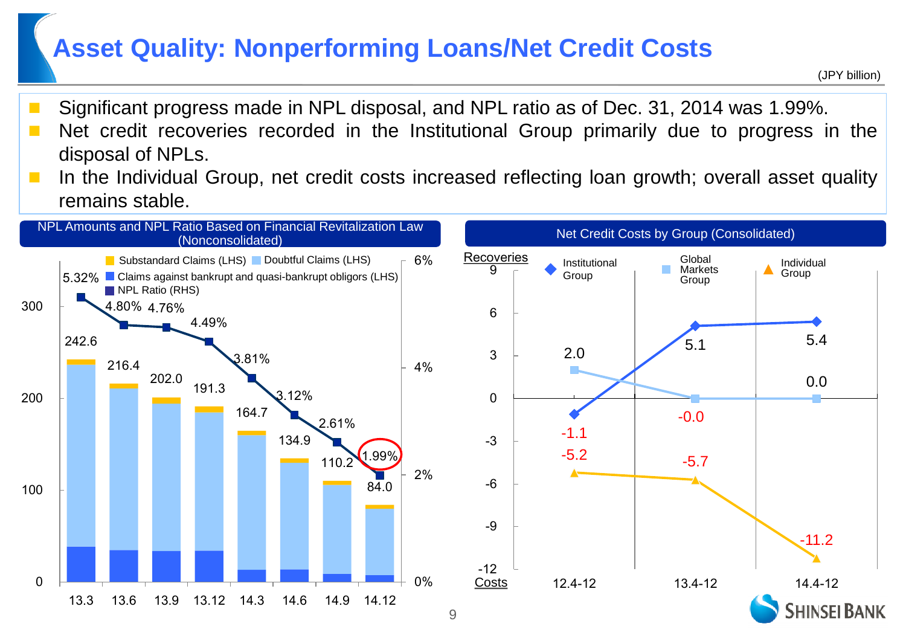# Asset Quality: Nonperforming Loans/Net Credit Costs

(JPY billion)

- Significant progress made in NPL disposal, and NPL ratio as of Dec. 31, 2014 was 1.99%.
- Net credit recoveries recorded in the Institutional Group primarily due to progress in the disposal of NPLs.
- In the Individual Group, net credit costs increased reflecting loan growth; overall asset quality remains stable.

## NPL Amounts and NPL Ratio Based on Financial Revitalization Law (Nonconsolidated)

| | 13.3 | 13.6 | 13.9 | 13.12 | 14.3 | 14.6 | 14.9 | 14.12 |
|---|---|---|---|---|---|---|---|---|
| NPL Amounts (LHS) | 242.6 | 216.4 | 202.0 | 191.3 | 164.7 | 134.9 | 110.2 | 84.0 |
| NPL Ratio (RHS) | 5.32% | 4.80% | 4.76% | 4.49% | 3.81% | 3.12% | 2.61% | 1.99% |

Legend: Substandard Claims (LHS); Doubtful Claims (LHS); Claims against bankrupt and quasi-bankrupt obligors (LHS); NPL Ratio (RHS)

## Net Credit Costs by Group (Consolidated)

Recoveries (+) / Costs (−)

| | 12.4-12 | 13.4-12 | 14.4-12 |
|---|---|---|---|
| Institutional Group | -1.1 | 5.1 | 5.4 |
| Global Markets Group | 2.0 | -0.0 | 0.0 |
| Individual Group | -5.2 | -5.7 | -11.2 |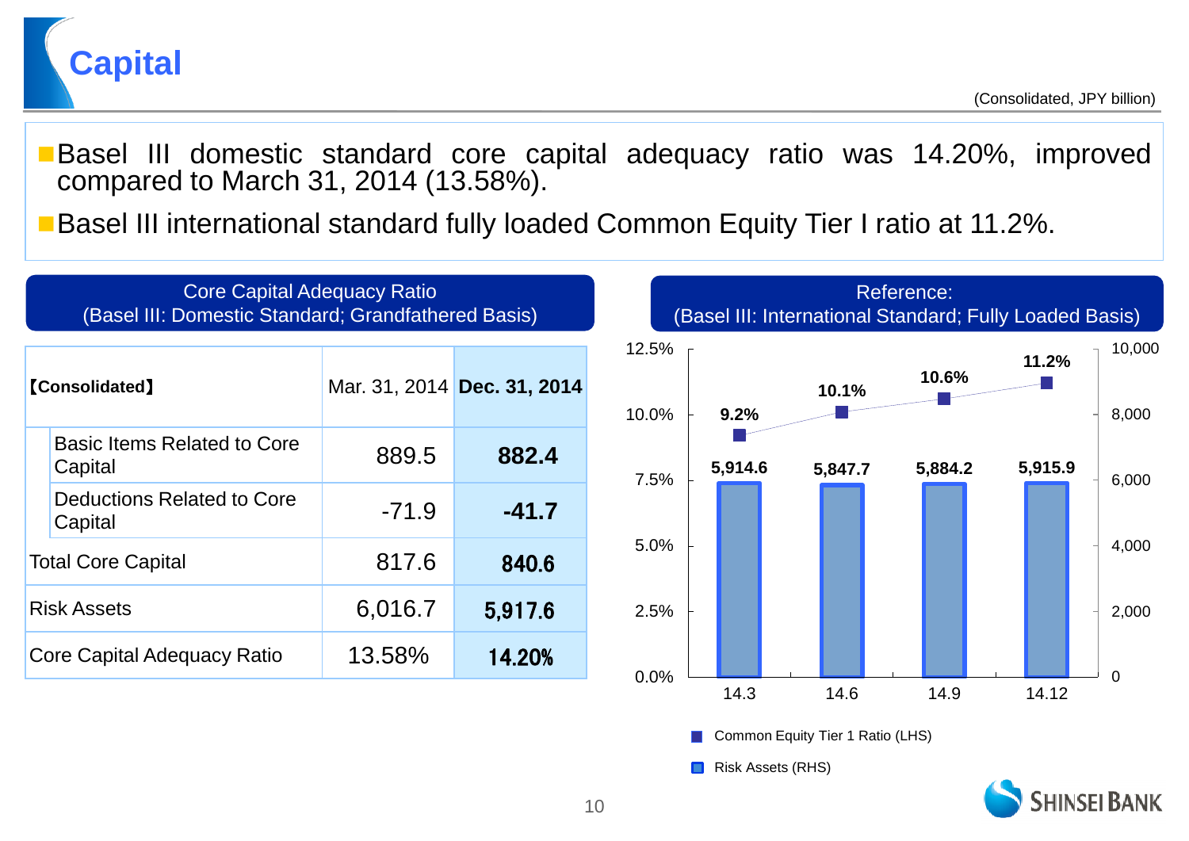# Capital

(Consolidated, JPY billion)

- Basel III domestic standard core capital adequacy ratio was 14.20%, improved compared to March 31, 2014 (13.58%).
- Basel III international standard fully loaded Common Equity Tier I ratio at 11.2%.

## Core Capital Adequacy Ratio (Basel III: Domestic Standard; Grandfathered Basis)

| 【Consolidated】 | Mar. 31, 2014 | **Dec. 31, 2014** |
|---|---|---|
| Basic Items Related to Core Capital | 889.5 | **882.4** |
| Deductions Related to Core Capital | -71.9 | **-41.7** |
| Total Core Capital | 817.6 | **840.6** |
| Risk Assets | 6,016.7 | **5,917.6** |
| Core Capital Adequacy Ratio | 13.58% | **14.20%** |

## Reference: (Basel III: International Standard; Fully Loaded Basis)

| | 14.3 | 14.6 | 14.9 | 14.12 |
|---|---|---|---|---|
| Common Equity Tier 1 Ratio (LHS) | 9.2% | 10.1% | 10.6% | 11.2% |
| Risk Assets (RHS) | 5,914.6 | 5,847.7 | 5,884.2 | 5,915.9 |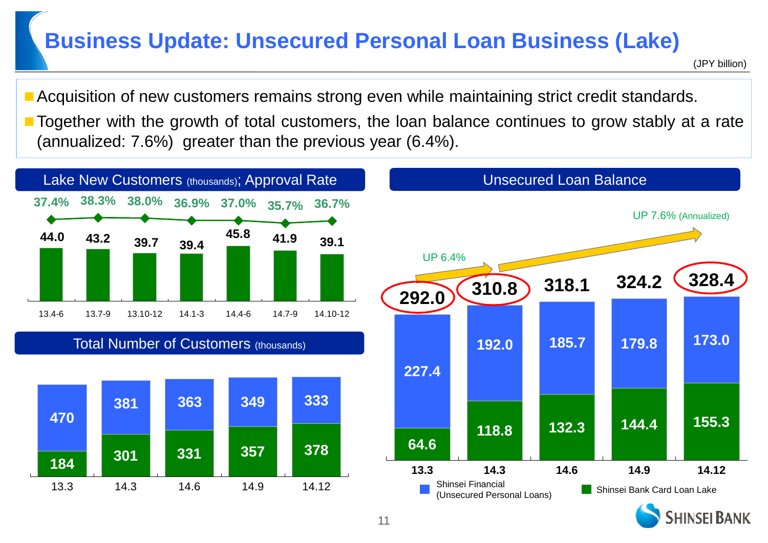# Business Update: Unsecured Personal Loan Business (Lake)

(JPY billion)

- Acquisition of new customers remains strong even while maintaining strict credit standards.
- Together with the growth of total customers, the loan balance continues to grow stably at a rate (annualized: 7.6%) greater than the previous year (6.4%).

## Lake New Customers (thousands); Approval Rate

| | 13.4-6 | 13.7-9 | 13.10-12 | 14.1-3 | 14.4-6 | 14.7-9 | 14.10-12 |
|---|---|---|---|---|---|---|---|
| Approval Rate | 37.4% | 38.3% | 38.0% | 36.9% | 37.0% | 35.7% | 36.7% |
| New Customers | 44.0 | 43.2 | 39.7 | 39.4 | 45.8 | 41.9 | 39.1 |

## Total Number of Customers (thousands)

| | 13.3 | 14.3 | 14.6 | 14.9 | 14.12 |
|---|---|---|---|---|---|
| Shinsei Financial (Unsecured Personal Loans) | 470 | 381 | 363 | 349 | 333 |
| Shinsei Bank Card Loan Lake | 184 | 301 | 331 | 357 | 378 |

## Unsecured Loan Balance

| | 13.3 | 14.3 | 14.6 | 14.9 | 14.12 |
|---|---|---|---|---|---|
| Shinsei Financial (Unsecured Personal Loans) | 227.4 | 192.0 | 185.7 | 179.8 | 173.0 |
| Shinsei Bank Card Loan Lake | 64.6 | 118.8 | 132.3 | 144.4 | 155.3 |
| Total | 292.0 | 310.8 | 318.1 | 324.2 | 328.4 |

UP 6.4% (13.3 → 14.3)

UP 7.6% (Annualized) (14.3 → 14.12)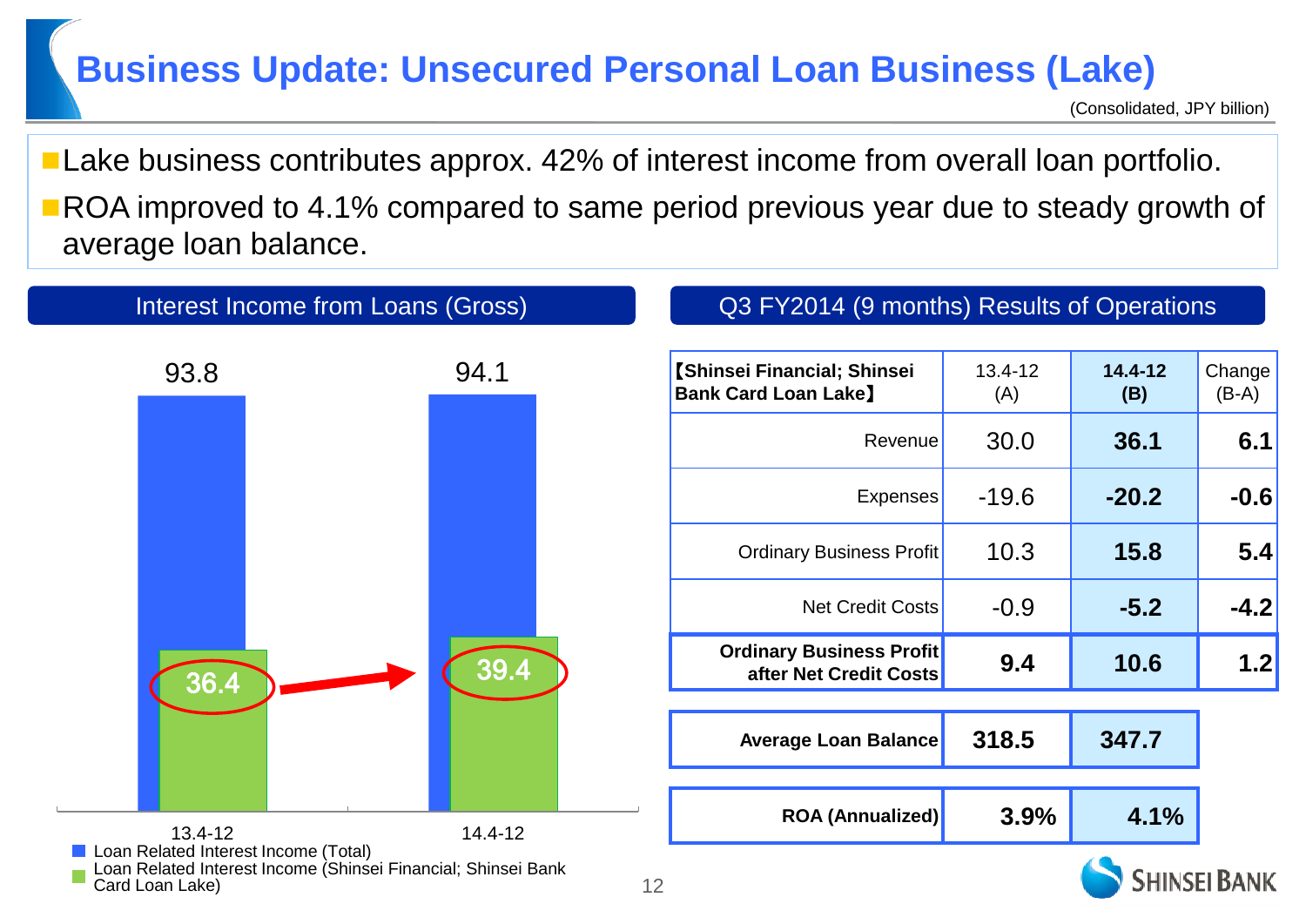# Business Update: Unsecured Personal Loan Business (Lake)

(Consolidated, JPY billion)

- Lake business contributes approx. 42% of interest income from overall loan portfolio.
- ROA improved to 4.1% compared to same period previous year due to steady growth of average loan balance.

## Interest Income from Loans (Gross)

| | 13.4-12 | 14.4-12 |
|---|---|---|
| Loan Related Interest Income (Total) | 93.8 | 94.1 |
| Loan Related Interest Income (Shinsei Financial; Shinsei Bank Card Loan Lake) | 36.4 | 39.4 |

## Q3 FY2014 (9 months) Results of Operations

| 【Shinsei Financial; Shinsei Bank Card Loan Lake】 | 13.4-12 (A) | 14.4-12 (B) | Change (B-A) |
|---|---|---|---|
| Revenue | 30.0 | 36.1 | 6.1 |
| Expenses | -19.6 | -20.2 | -0.6 |
| Ordinary Business Profit | 10.3 | 15.8 | 5.4 |
| Net Credit Costs | -0.9 | -5.2 | -4.2 |
| **Ordinary Business Profit after Net Credit Costs** | **9.4** | **10.6** | **1.2** |
| **Average Loan Balance** | **318.5** | **347.7** | |
| **ROA (Annualized)** | **3.9%** | **4.1%** | |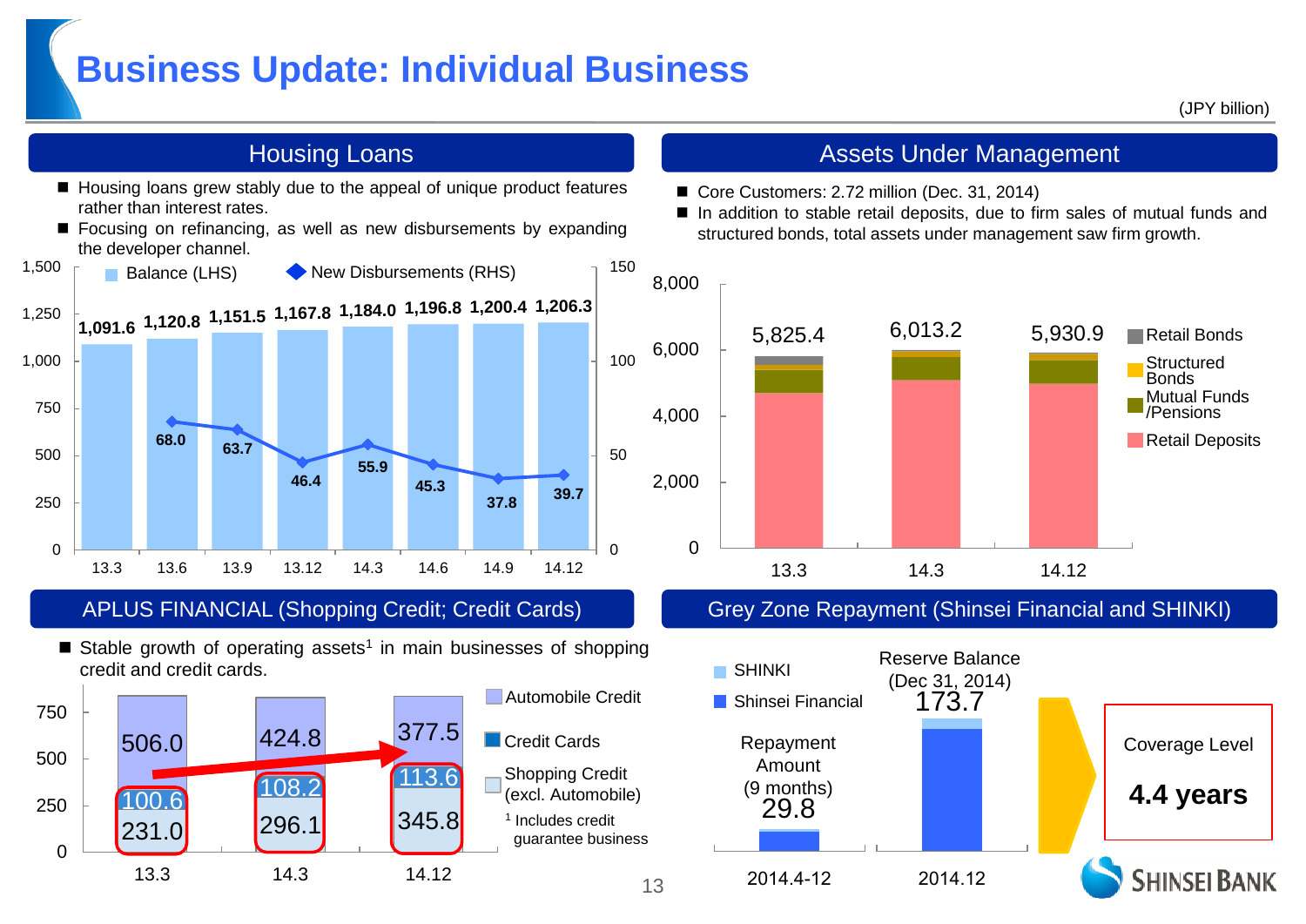# Business Update: Individual Business

(JPY billion)

## Housing Loans

- Housing loans grew stably due to the appeal of unique product features rather than interest rates.
- Focusing on refinancing, as well as new disbursements by expanding the developer channel.

| | 13.3 | 13.6 | 13.9 | 13.12 | 14.3 | 14.6 | 14.9 | 14.12 |
|---|---|---|---|---|---|---|---|---|
| Balance (LHS) | 1,091.6 | 1,120.8 | 1,151.5 | 1,167.8 | 1,184.0 | 1,196.8 | 1,200.4 | 1,206.3 |
| New Disbursements (RHS) | | 68.0 | 63.7 | 46.4 | 55.9 | 45.3 | 37.8 | 39.7 |

## Assets Under Management

- Core Customers: 2.72 million (Dec. 31, 2014)
- In addition to stable retail deposits, due to firm sales of mutual funds and structured bonds, total assets under management saw firm growth.

| | 13.3 | 14.3 | 14.12 |
|---|---|---|---|
| Total (Retail Bonds, Structured Bonds, Mutual Funds /Pensions, Retail Deposits) | 5,825.4 | 6,013.2 | 5,930.9 |

## APLUS FINANCIAL (Shopping Credit; Credit Cards)

- Stable growth of operating assets[1] in main businesses of shopping credit and credit cards.

| | 13.3 | 14.3 | 14.12 |
|---|---|---|---|
| Automobile Credit | 506.0 | 424.8 | 377.5 |
| Credit Cards | 100.6 | 108.2 | 113.6 |
| Shopping Credit (excl. Automobile) | 231.0 | 296.1 | 345.8 |

[1] Includes credit guarantee business

## Grey Zone Repayment (Shinsei Financial and SHINKI)

| | 2014.4-12 | 2014.12 |
|---|---|---|
| | Repayment Amount (9 months) | Reserve Balance (Dec 31, 2014) |
| Total (SHINKI, Shinsei Financial) | 29.8 | 173.7 |

Coverage Level **4.4 years**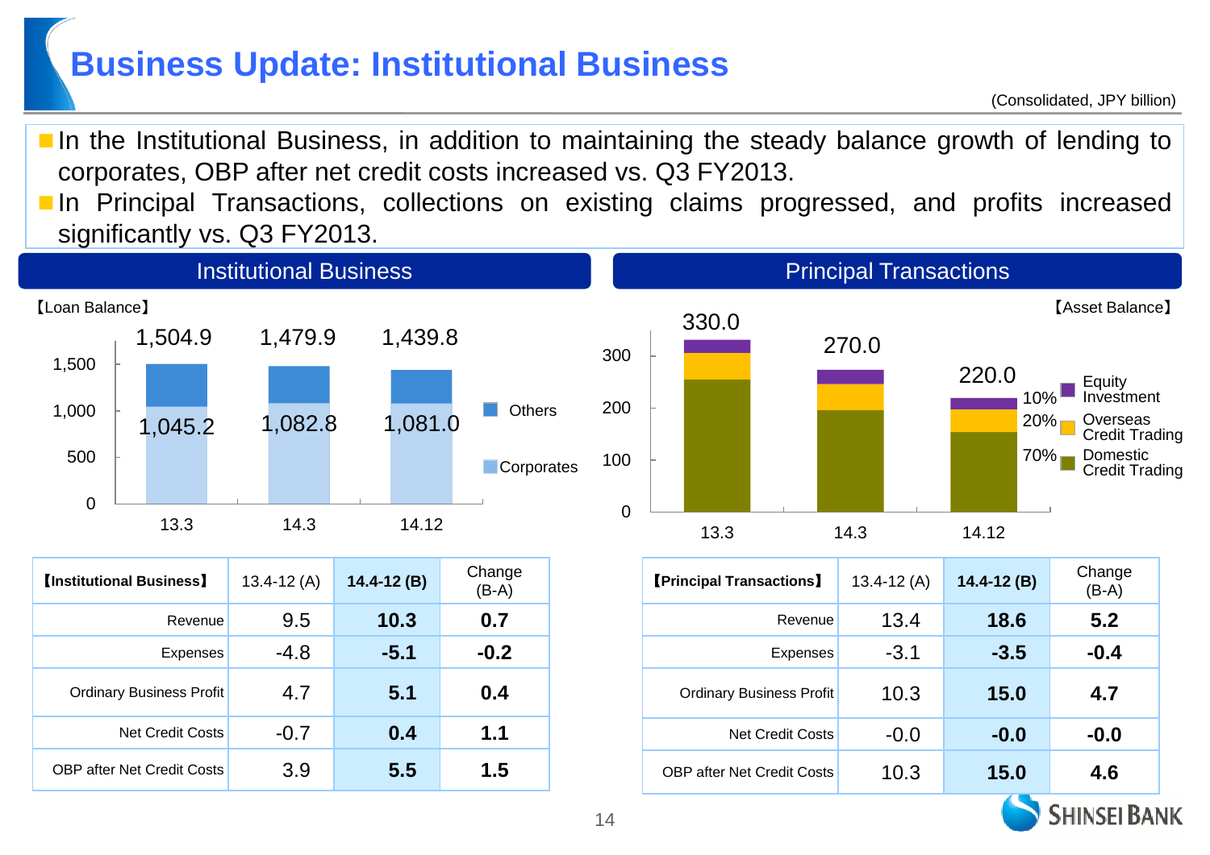# Business Update: Institutional Business

(Consolidated, JPY billion)

- In the Institutional Business, in addition to maintaining the steady balance growth of lending to corporates, OBP after net credit costs increased vs. Q3 FY2013.
- In Principal Transactions, collections on existing claims progressed, and profits increased significantly vs. Q3 FY2013.

## Institutional Business

【Loan Balance】

| | 13.3 | 14.3 | 14.12 |
|---|---|---|---|
| Total | 1,504.9 | 1,479.9 | 1,439.8 |
| Corporates | 1,045.2 | 1,082.8 | 1,081.0 |

| 【Institutional Business】 | 13.4-12 (A) | 14.4-12 (B) | Change (B-A) |
|---|---|---|---|
| Revenue | 9.5 | **10.3** | **0.7** |
| Expenses | -4.8 | **-5.1** | **-0.2** |
| Ordinary Business Profit | 4.7 | **5.1** | **0.4** |
| Net Credit Costs | -0.7 | **0.4** | **1.1** |
| OBP after Net Credit Costs | 3.9 | **5.5** | **1.5** |

## Principal Transactions

【Asset Balance】

| | 13.3 | 14.3 | 14.12 |
|---|---|---|---|
| Total | 330.0 | 270.0 | 220.0 |

14.12 composition: Equity Investment 10%, Overseas Credit Trading 20%, Domestic Credit Trading 70%

| 【Principal Transactions】 | 13.4-12 (A) | 14.4-12 (B) | Change (B-A) |
|---|---|---|---|
| Revenue | 13.4 | **18.6** | **5.2** |
| Expenses | -3.1 | **-3.5** | **-0.4** |
| Ordinary Business Profit | 10.3 | **15.0** | **4.7** |
| Net Credit Costs | -0.0 | **-0.0** | **-0.0** |
| OBP after Net Credit Costs | 10.3 | **15.0** | **4.6** |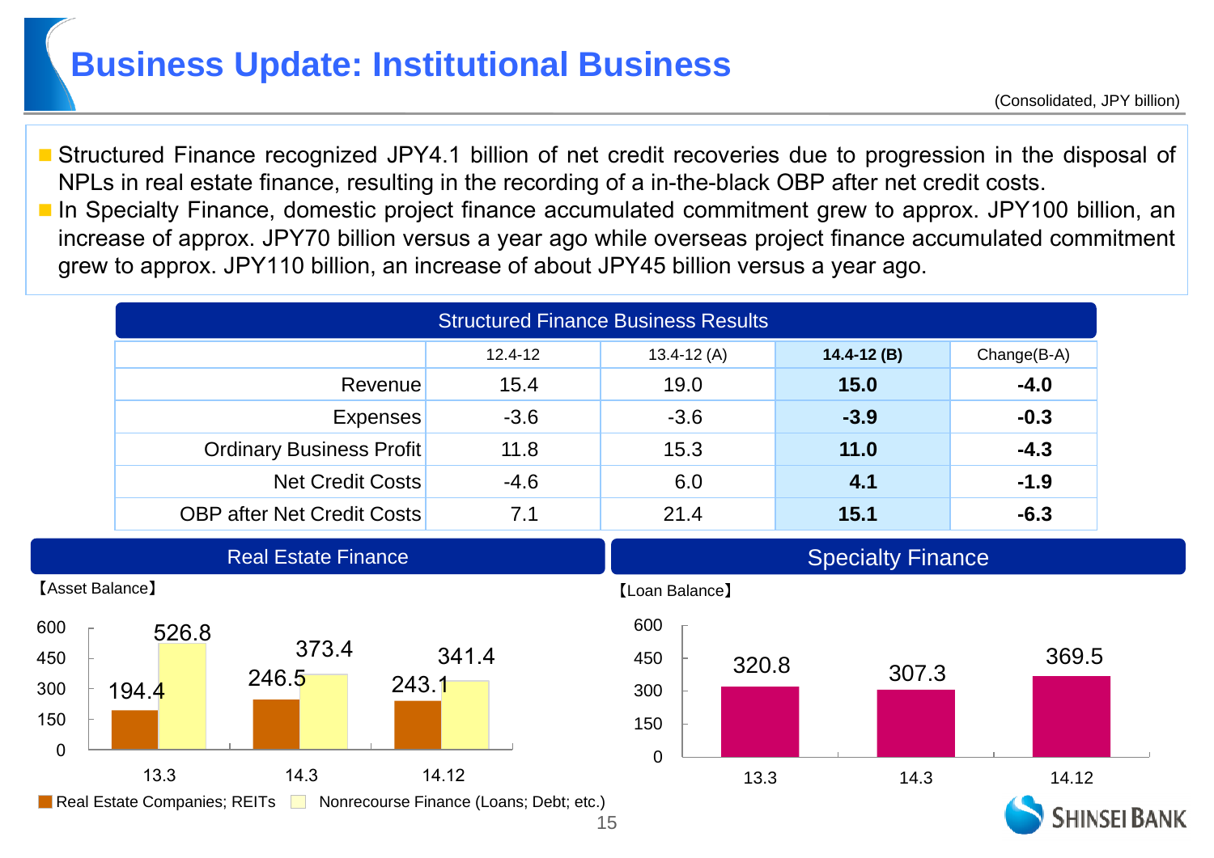# Business Update: Institutional Business

(Consolidated, JPY billion)

- Structured Finance recognized JPY4.1 billion of net credit recoveries due to progression in the disposal of NPLs in real estate finance, resulting in the recording of a in-the-black OBP after net credit costs.
- In Specialty Finance, domestic project finance accumulated commitment grew to approx. JPY100 billion, an increase of approx. JPY70 billion versus a year ago while overseas project finance accumulated commitment grew to approx. JPY110 billion, an increase of about JPY45 billion versus a year ago.

## Structured Finance Business Results

| | 12.4-12 | 13.4-12 (A) | **14.4-12 (B)** | Change(B-A) |
|---|---|---|---|---|
| Revenue | 15.4 | 19.0 | **15.0** | **-4.0** |
| Expenses | -3.6 | -3.6 | **-3.9** | **-0.3** |
| Ordinary Business Profit | 11.8 | 15.3 | **11.0** | **-4.3** |
| Net Credit Costs | -4.6 | 6.0 | **4.1** | **-1.9** |
| OBP after Net Credit Costs | 7.1 | 21.4 | **15.1** | **-6.3** |

## Real Estate Finance

【Asset Balance】

| | 13.3 | 14.3 | 14.12 |
|---|---|---|---|
| Real Estate Companies; REITs | 194.4 | 246.5 | 243.1 |
| Nonrecourse Finance (Loans; Debt; etc.) | 526.8 | 373.4 | 341.4 |

## Specialty Finance

【Loan Balance】

| | 13.3 | 14.3 | 14.12 |
|---|---|---|---|
| Loan Balance | 320.8 | 307.3 | 369.5 |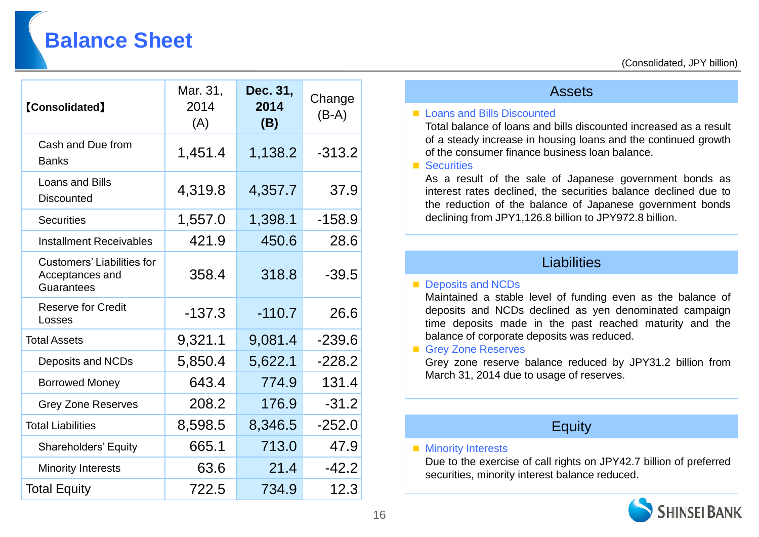# Balance Sheet

(Consolidated, JPY billion)

| 【Consolidated】 | Mar. 31, 2014 (A) | **Dec. 31, 2014 (B)** | Change (B-A) |
|---|---|---|---|
| Cash and Due from Banks | 1,451.4 | 1,138.2 | -313.2 |
| Loans and Bills Discounted | 4,319.8 | 4,357.7 | 37.9 |
| Securities | 1,557.0 | 1,398.1 | -158.9 |
| Installment Receivables | 421.9 | 450.6 | 28.6 |
| Customers' Liabilities for Acceptances and Guarantees | 358.4 | 318.8 | -39.5 |
| Reserve for Credit Losses | -137.3 | -110.7 | 26.6 |
| Total Assets | 9,321.1 | 9,081.4 | -239.6 |
| Deposits and NCDs | 5,850.4 | 5,622.1 | -228.2 |
| Borrowed Money | 643.4 | 774.9 | 131.4 |
| Grey Zone Reserves | 208.2 | 176.9 | -31.2 |
| Total Liabilities | 8,598.5 | 8,346.5 | -252.0 |
| Shareholders' Equity | 665.1 | 713.0 | 47.9 |
| Minority Interests | 63.6 | 21.4 | -42.2 |
| Total Equity | 722.5 | 734.9 | 12.3 |

## Assets

- **Loans and Bills Discounted**
  Total balance of loans and bills discounted increased as a result of a steady increase in housing loans and the continued growth of the consumer finance business loan balance.
- **Securities**
  As a result of the sale of Japanese government bonds as interest rates declined, the securities balance declined due to the reduction of the balance of Japanese government bonds declining from JPY1,126.8 billion to JPY972.8 billion.

## Liabilities

- **Deposits and NCDs**
  Maintained a stable level of funding even as the balance of deposits and NCDs declined as yen denominated campaign time deposits made in the past reached maturity and the balance of corporate deposits was reduced.
- **Grey Zone Reserves**
  Grey zone reserve balance reduced by JPY31.2 billion from March 31, 2014 due to usage of reserves.

## Equity

- **Minority Interests**
  Due to the exercise of call rights on JPY42.7 billion of preferred securities, minority interest balance reduced.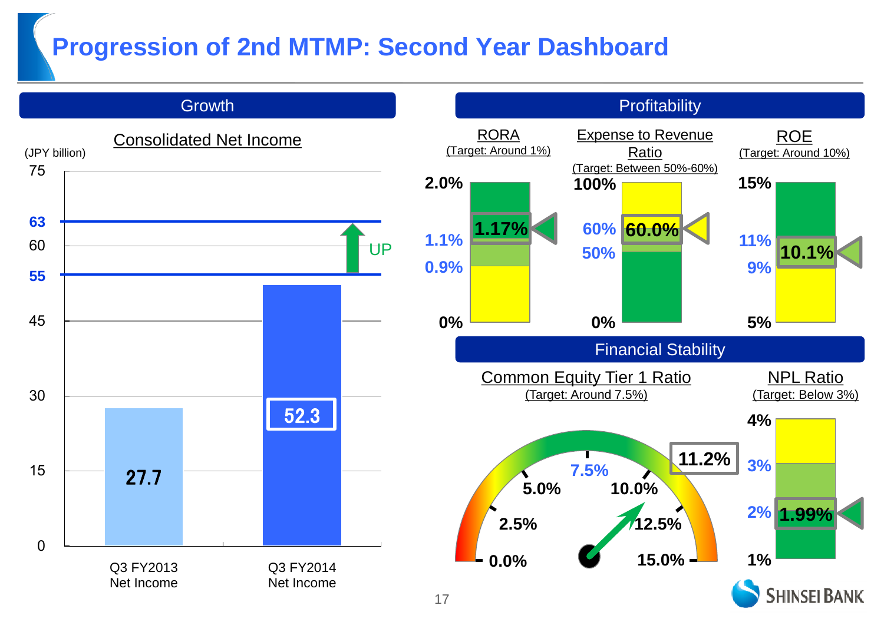# Progression of 2nd MTMP: Second Year Dashboard

## Growth

### Consolidated Net Income

(JPY billion)

| | Q3 FY2013 Net Income | Q3 FY2014 Net Income |
|---|---|---|
| Consolidated Net Income | 27.7 | 52.3 |

Target range: 55 – 63 (UP)

## Profitability

| Indicator | Target | Result |
|---|---|---|
| RORA | Around 1% (0.9% – 1.1%) | 1.17% |
| Expense to Revenue Ratio | Between 50%-60% | 60.0% |
| ROE | Around 10% (9% – 11%) | 10.1% |

## Financial Stability

| Indicator | Target | Result |
|---|---|---|
| Common Equity Tier 1 Ratio | Around 7.5% | 11.2% |
| NPL Ratio | Below 3% | 1.99% |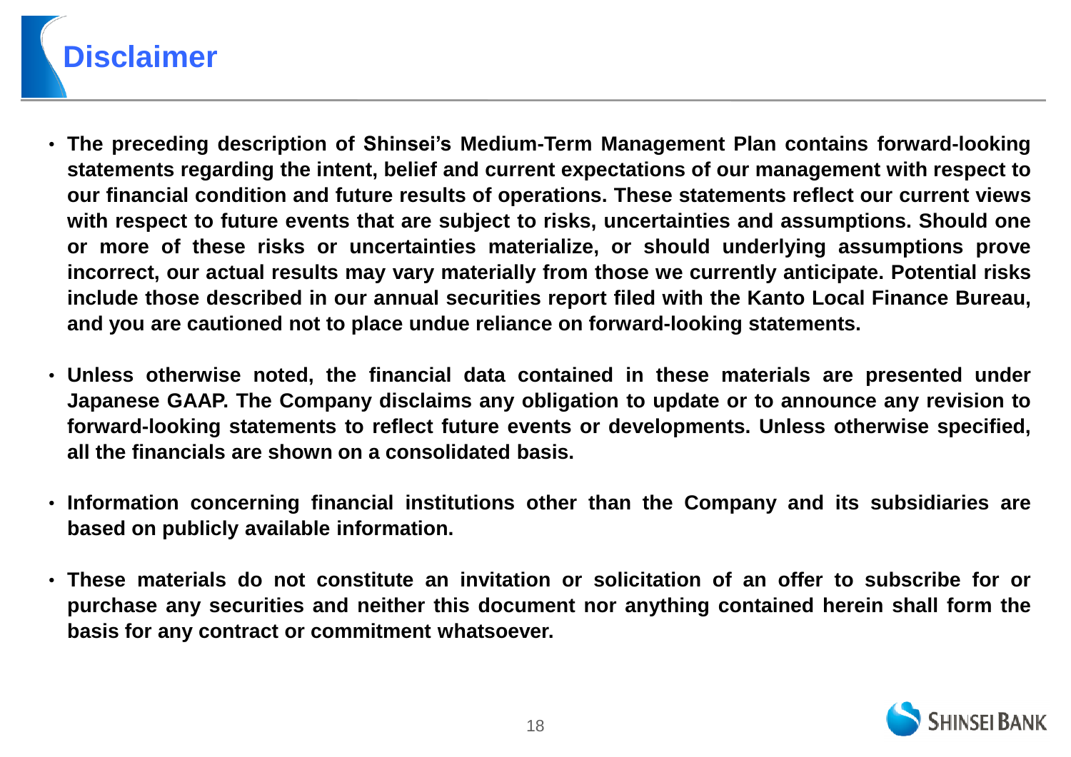# Disclaimer

- The preceding description of Shinsei's Medium-Term Management Plan contains forward-looking statements regarding the intent, belief and current expectations of our management with respect to our financial condition and future results of operations. These statements reflect our current views with respect to future events that are subject to risks, uncertainties and assumptions. Should one or more of these risks or uncertainties materialize, or should underlying assumptions prove incorrect, our actual results may vary materially from those we currently anticipate. Potential risks include those described in our annual securities report filed with the Kanto Local Finance Bureau, and you are cautioned not to place undue reliance on forward-looking statements.

- Unless otherwise noted, the financial data contained in these materials are presented under Japanese GAAP. The Company disclaims any obligation to update or to announce any revision to forward-looking statements to reflect future events or developments. Unless otherwise specified, all the financials are shown on a consolidated basis.

- Information concerning financial institutions other than the Company and its subsidiaries are based on publicly available information.

- These materials do not constitute an invitation or solicitation of an offer to subscribe for or purchase any securities and neither this document nor anything contained herein shall form the basis for any contract or commitment whatsoever.

SHINSEI BANK